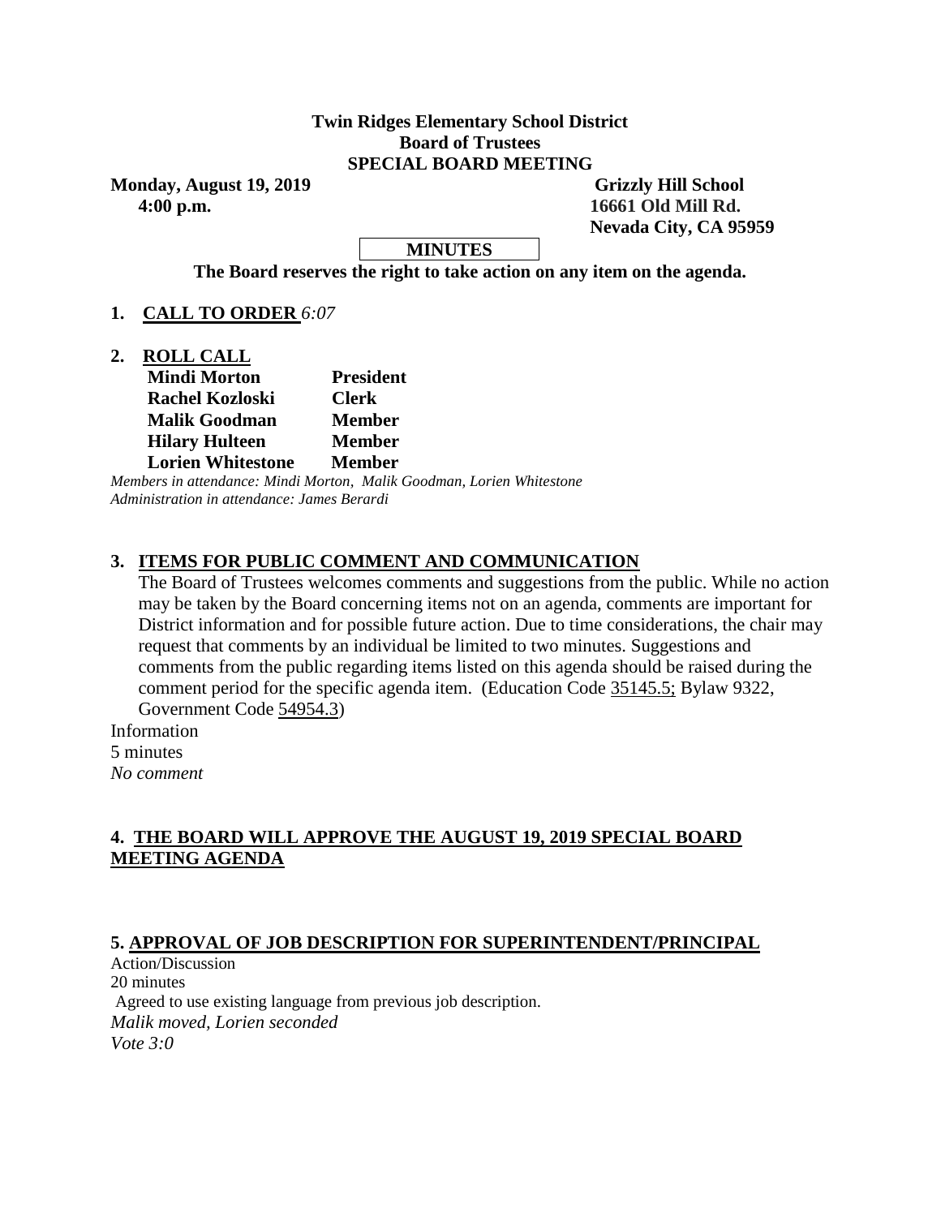**Twin Ridges Elementary School District**
**Board of Trustees**
**SPECIAL BOARD MEETING**

**Monday, August 19, 2019** **Grizzly Hill School**
**4:00 p.m.** **16661 Old Mill Rd.**
**Nevada City, CA 95959**

**MINUTES**

**The Board reserves the right to take action on any item on the agenda.**

**1. CALL TO ORDER** *6:07*

**2. ROLL CALL**

| | |
|---|---|
| **Mindi Morton** | **President** |
| **Rachel Kozloski** | **Clerk** |
| **Malik Goodman** | **Member** |
| **Hilary Hulteen** | **Member** |
| **Lorien Whitestone** | **Member** |

*Members in attendance: Mindi Morton, Malik Goodman, Lorien Whitestone*
*Administration in attendance: James Berardi*

**3. ITEMS FOR PUBLIC COMMENT AND COMMUNICATION**

The Board of Trustees welcomes comments and suggestions from the public. While no action may be taken by the Board concerning items not on an agenda, comments are important for District information and for possible future action. Due to time considerations, the chair may request that comments by an individual be limited to two minutes. Suggestions and comments from the public regarding items listed on this agenda should be raised during the comment period for the specific agenda item. (Education Code 35145.5; Bylaw 9322, Government Code 54954.3)

Information
5 minutes
*No comment*

**4. THE BOARD WILL APPROVE THE AUGUST 19, 2019 SPECIAL BOARD MEETING AGENDA**

**5. APPROVAL OF JOB DESCRIPTION FOR SUPERINTENDENT/PRINCIPAL**

Action/Discussion
20 minutes
Agreed to use existing language from previous job description.
*Malik moved, Lorien seconded*
*Vote 3:0*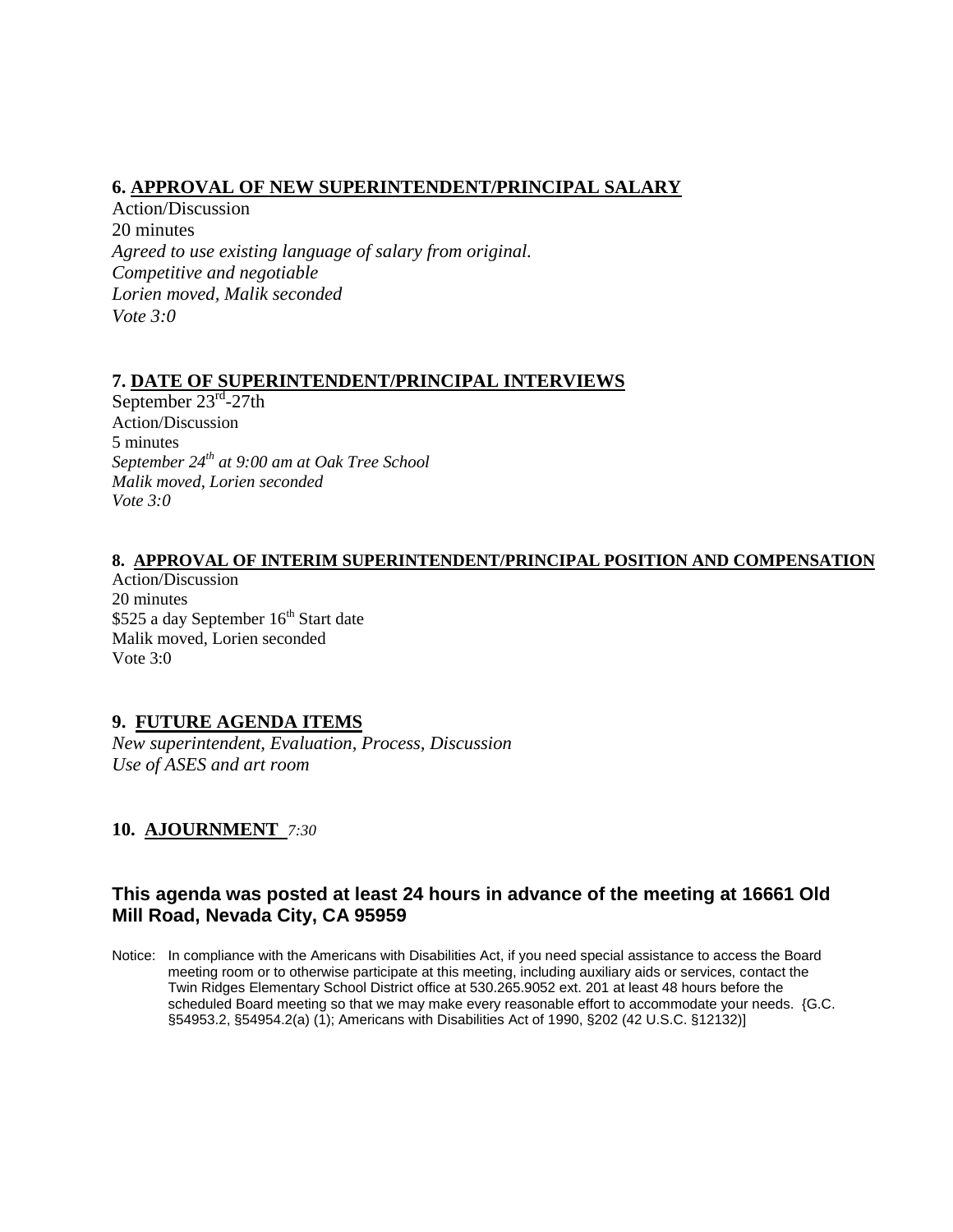### 6. APPROVAL OF NEW SUPERINTENDENT/PRINCIPAL SALARY

Action/Discussion
20 minutes
*Agreed to use existing language of salary from original.*
*Competitive and negotiable*
*Lorien moved, Malik seconded*
*Vote 3:0*

### 7. DATE OF SUPERINTENDENT/PRINCIPAL INTERVIEWS

September 23rd-27th
Action/Discussion
5 minutes
*September 24th at 9:00 am at Oak Tree School*
*Malik moved, Lorien seconded*
*Vote 3:0*

### 8. APPROVAL OF INTERIM SUPERINTENDENT/PRINCIPAL POSITION AND COMPENSATION

Action/Discussion
20 minutes
$525 a day September 16th Start date
Malik moved, Lorien seconded
Vote 3:0

### 9. FUTURE AGENDA ITEMS

*New superintendent, Evaluation, Process, Discussion*
*Use of ASES and art room*

### 10. AJOURNMENT *7:30*

**This agenda was posted at least 24 hours in advance of the meeting at 16661 Old Mill Road, Nevada City, CA 95959**

Notice: In compliance with the Americans with Disabilities Act, if you need special assistance to access the Board meeting room or to otherwise participate at this meeting, including auxiliary aids or services, contact the Twin Ridges Elementary School District office at 530.265.9052 ext. 201 at least 48 hours before the scheduled Board meeting so that we may make every reasonable effort to accommodate your needs. {G.C. §54953.2, §54954.2(a) (1); Americans with Disabilities Act of 1990, §202 (42 U.S.C. §12132)]